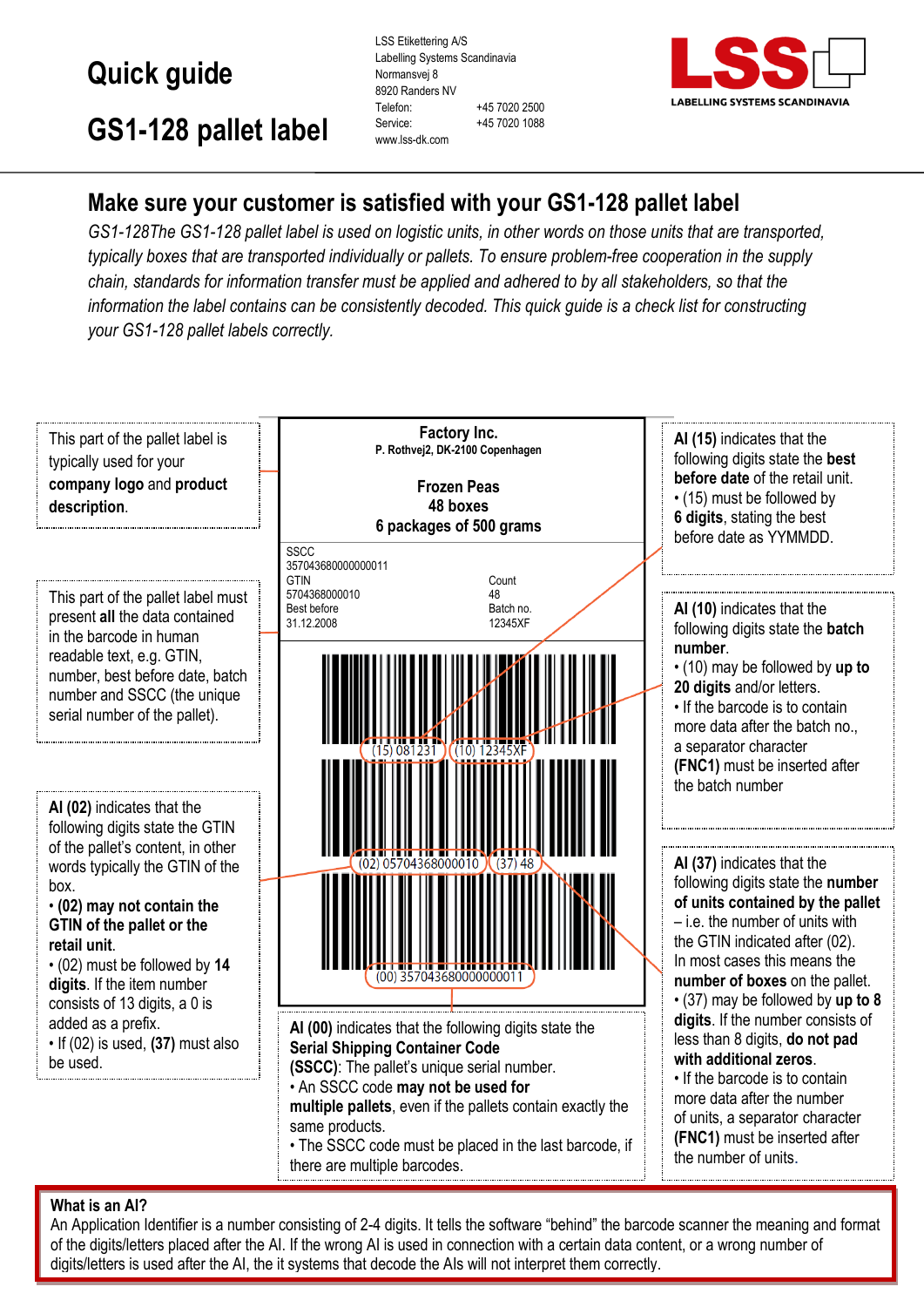# Quick guide

# GS1-128 pallet label

LSS Etikettering A/S
Labelling Systems Scandinavia
Normansvej 8
8920 Randers NV
Telefon: +45 7020 2500
Service: +45 7020 1088
www.lss-dk.com

LSS LABELLING SYSTEMS SCANDINAVIA

## Make sure your customer is satisfied with your GS1-128 pallet label

*GS1-128The GS1-128 pallet label is used on logistic units, in other words on those units that are transported, typically boxes that are transported individually or pallets. To ensure problem-free cooperation in the supply chain, standards for information transfer must be applied and adhered to by all stakeholders, so that the information the label contains can be consistently decoded. This quick guide is a check list for constructing your GS1-128 pallet labels correctly.*

This part of the pallet label is typically used for your **company logo** and **product description**.

This part of the pallet label must present **all** the data contained in the barcode in human readable text, e.g. GTIN, number, best before date, batch number and SSCC (the unique serial number of the pallet).

**AI (02)** indicates that the following digits state the GTIN of the pallet's content, in other words typically the GTIN of the box.

- **(02) may not contain the GTIN of the pallet or the retail unit**.
- (02) must be followed by **14 digits**. If the item number consists of 13 digits, a 0 is added as a prefix.
- If (02) is used, **(37)** must also be used.

**Factory Inc.**
**P. Rothvej2, DK-2100 Copenhagen**

**Frozen Peas**
**48 boxes**
**6 packages of 500 grams**

SSCC
357043680000000011
GTIN
5704368000010
Best before
31.12.2008
Count
48
Batch no.
12345XF

(15) 081231 (10) 12345XF

(02) 05704368000010 (37) 48

(00) 357043680000000011

**AI (00)** indicates that the following digits state the **Serial Shipping Container Code (SSCC)**: The pallet's unique serial number.

- An SSCC code **may not be used for multiple pallets**, even if the pallets contain exactly the same products.
- The SSCC code must be placed in the last barcode, if there are multiple barcodes.

**AI (15)** indicates that the following digits state the **best before date** of the retail unit.

- (15) must be followed by **6 digits**, stating the best before date as YYMMDD.

**AI (10)** indicates that the following digits state the **batch number**.

- (10) may be followed by **up to 20 digits** and/or letters.
- If the barcode is to contain more data after the batch no., a separator character **(FNC1)** must be inserted after the batch number

**AI (37)** indicates that the following digits state the **number of units contained by the pallet** – i.e. the number of units with the GTIN indicated after (02). In most cases this means the **number of boxes** on the pallet.

- (37) may be followed by **up to 8 digits**. If the number consists of less than 8 digits, **do not pad with additional zeros**.
- If the barcode is to contain more data after the number of units, a separator character **(FNC1)** must be inserted after the number of units.

**What is an AI?**
An Application Identifier is a number consisting of 2-4 digits. It tells the software "behind" the barcode scanner the meaning and format of the digits/letters placed after the AI. If the wrong AI is used in connection with a certain data content, or a wrong number of digits/letters is used after the AI, the it systems that decode the AIs will not interpret them correctly.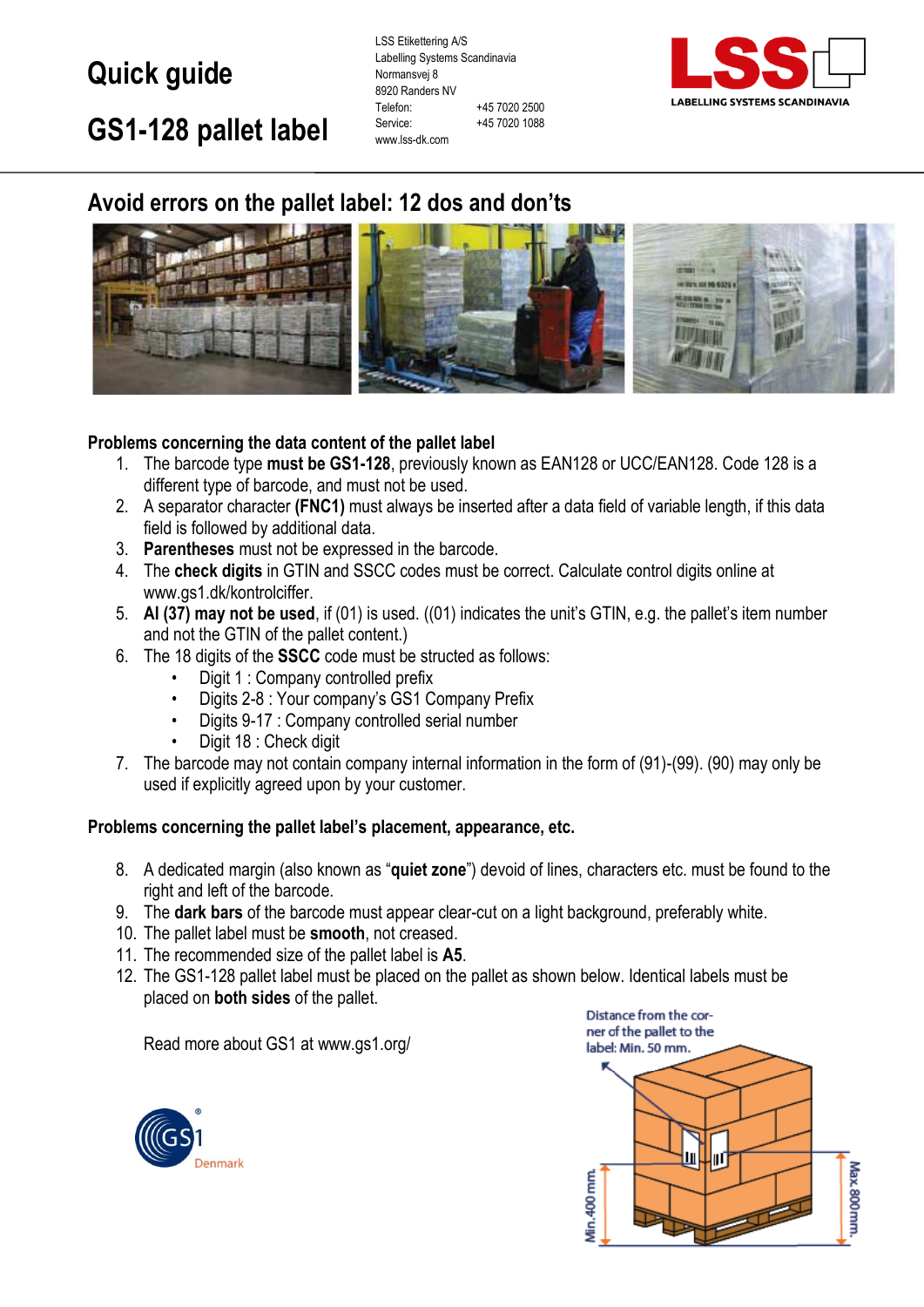# Quick guide

# GS1-128 pallet label

LSS Etikettering A/S
Labelling Systems Scandinavia
Normansvej 8
8920 Randers NV
Telefon: +45 7020 2500
Service: +45 7020 1088
www.lss-dk.com

LSS LABELLING SYSTEMS SCANDINAVIA

## Avoid errors on the pallet label: 12 dos and don'ts

**Problems concerning the data content of the pallet label**

1. The barcode type **must be GS1-128**, previously known as EAN128 or UCC/EAN128. Code 128 is a different type of barcode, and must not be used.
2. A separator character **(FNC1)** must always be inserted after a data field of variable length, if this data field is followed by additional data.
3. **Parentheses** must not be expressed in the barcode.
4. The **check digits** in GTIN and SSCC codes must be correct. Calculate control digits online at www.gs1.dk/kontrolciffer.
5. **AI (37) may not be used**, if (01) is used. ((01) indicates the unit's GTIN, e.g. the pallet's item number and not the GTIN of the pallet content.)
6. The 18 digits of the **SSCC** code must be structed as follows:
   - Digit 1 : Company controlled prefix
   - Digits 2-8 : Your company's GS1 Company Prefix
   - Digits 9-17 : Company controlled serial number
   - Digit 18 : Check digit
7. The barcode may not contain company internal information in the form of (91)-(99). (90) may only be used if explicitly agreed upon by your customer.

**Problems concerning the pallet label's placement, appearance, etc.**

8. A dedicated margin (also known as "**quiet zone**") devoid of lines, characters etc. must be found to the right and left of the barcode.
9. The **dark bars** of the barcode must appear clear-cut on a light background, preferably white.
10. The pallet label must be **smooth**, not creased.
11. The recommended size of the pallet label is **A5**.
12. The GS1-128 pallet label must be placed on the pallet as shown below. Identical labels must be placed on **both sides** of the pallet.

Read more about GS1 at www.gs1.org/

GS1 Denmark

Distance from the corner of the pallet to the label: Min. 50 mm.

Min. 400 mm.

Max. 800mm.